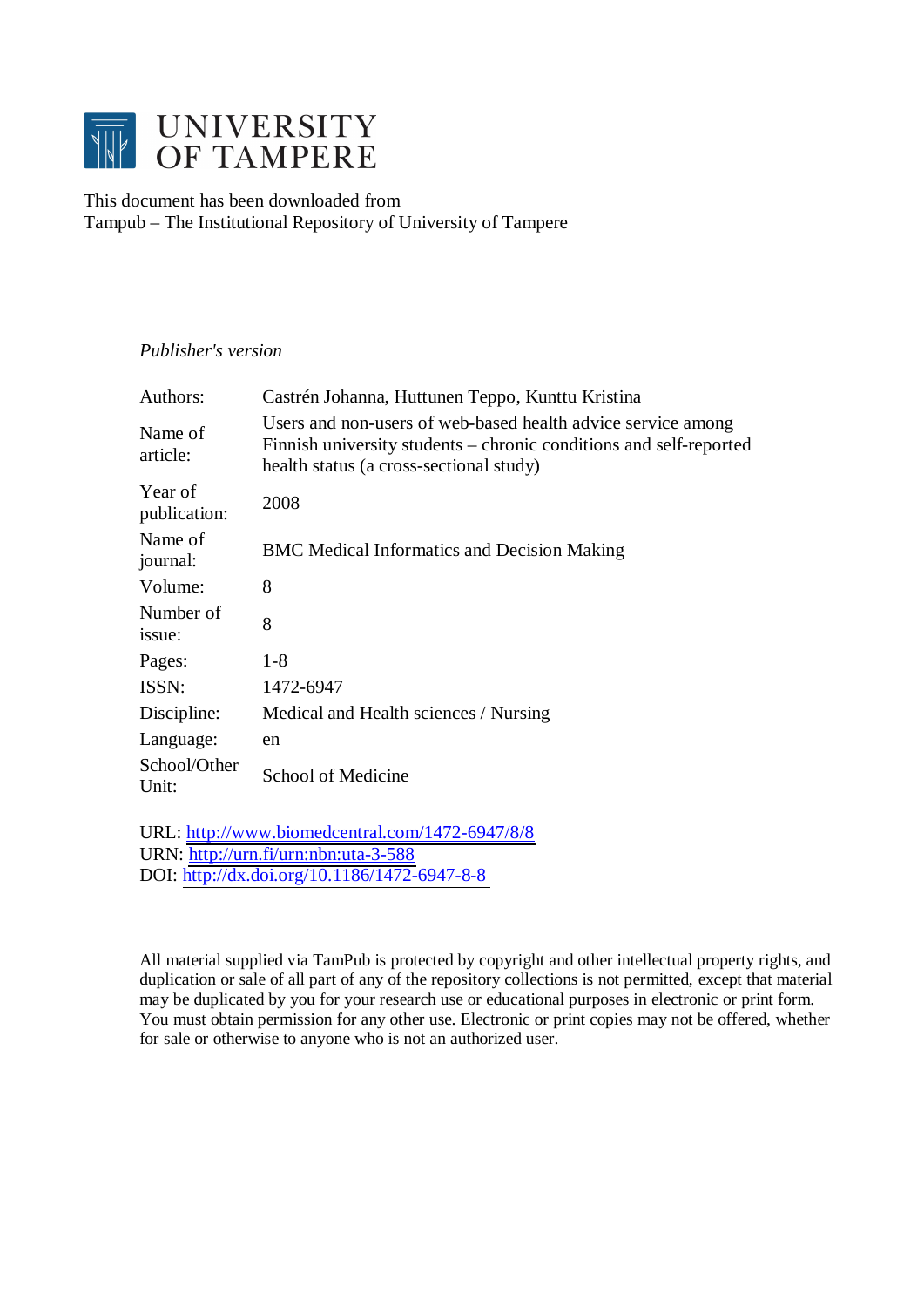UNIVERSITY OF TAMPERE

This document has been downloaded from
Tampub – The Institutional Repository of University of Tampere

*Publisher's version*

| | |
|---|---|
| Authors: | Castrén Johanna, Huttunen Teppo, Kunttu Kristina |
| Name of article: | Users and non-users of web-based health advice service among Finnish university students – chronic conditions and self-reported health status (a cross-sectional study) |
| Year of publication: | 2008 |
| Name of journal: | BMC Medical Informatics and Decision Making |
| Volume: | 8 |
| Number of issue: | 8 |
| Pages: | 1-8 |
| ISSN: | 1472-6947 |
| Discipline: | Medical and Health sciences / Nursing |
| Language: | en |
| School/Other Unit: | School of Medicine |

URL: http://www.biomedcentral.com/1472-6947/8/8
URN: http://urn.fi/urn:nbn:uta-3-588
DOI: http://dx.doi.org/10.1186/1472-6947-8-8

All material supplied via TamPub is protected by copyright and other intellectual property rights, and duplication or sale of all part of any of the repository collections is not permitted, except that material may be duplicated by you for your research use or educational purposes in electronic or print form. You must obtain permission for any other use. Electronic or print copies may not be offered, whether for sale or otherwise to anyone who is not an authorized user.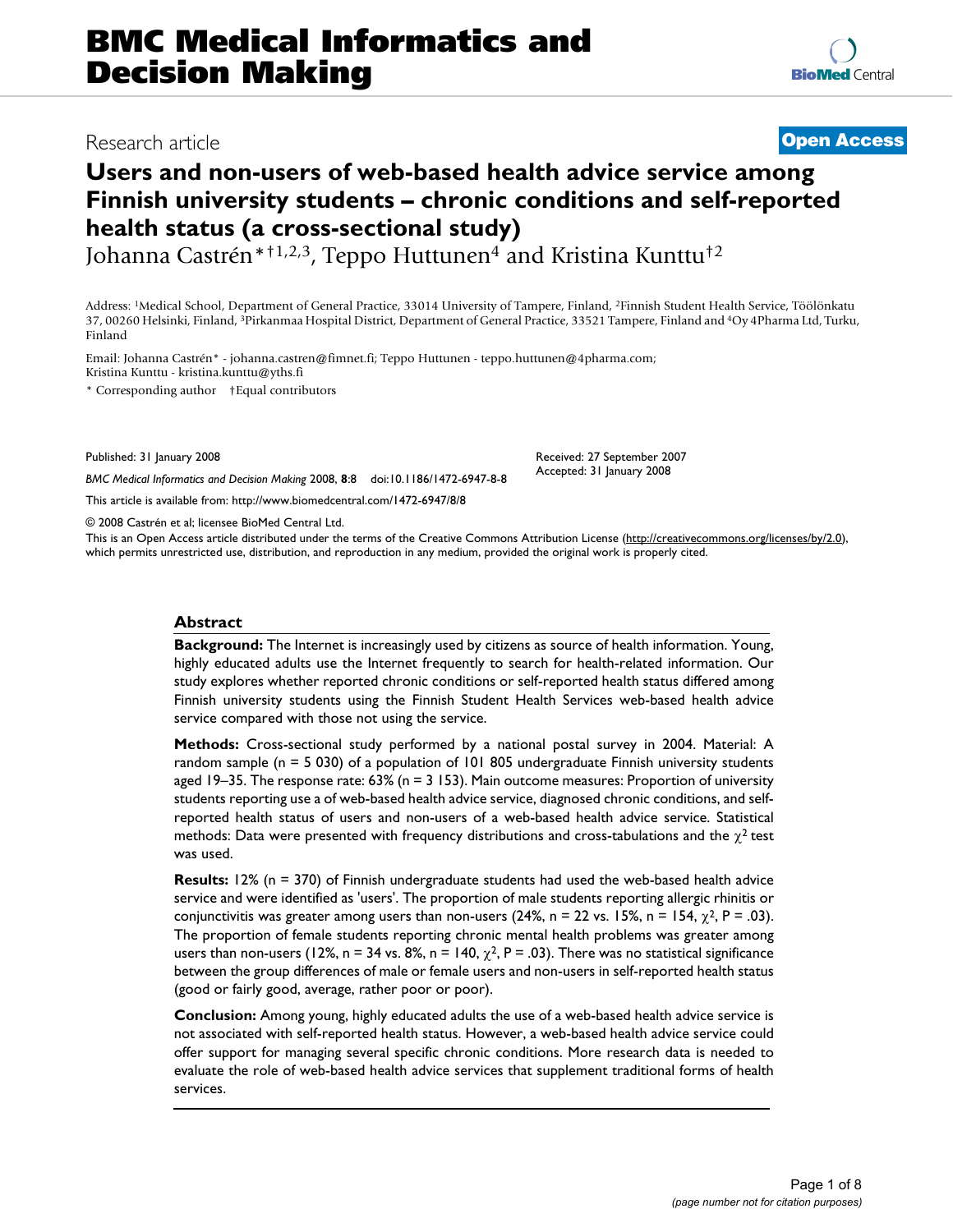# Users and non-users of web-based health advice service among Finnish university students – chronic conditions and self-reported health status (a cross-sectional study)

Johanna Castrén*[†1,2,3], Teppo Huttunen[4] and Kristina Kunttu[†2]

Address: [1]Medical School, Department of General Practice, 33014 University of Tampere, Finland, [2]Finnish Student Health Service, Töölönkatu 37, 00260 Helsinki, Finland, [3]Pirkanmaa Hospital District, Department of General Practice, 33521 Tampere, Finland and [4]Oy 4Pharma Ltd, Turku, Finland

Email: Johanna Castrén* - johanna.castren@fimnet.fi; Teppo Huttunen - teppo.huttunen@4pharma.com; Kristina Kunttu - kristina.kunttu@yths.fi

\* Corresponding author †Equal contributors

Published: 31 January 2008

*BMC Medical Informatics and Decision Making* 2008, **8**:8 doi:10.1186/1472-6947-8-8

Received: 27 September 2007
Accepted: 31 January 2008

This article is available from: http://www.biomedcentral.com/1472-6947/8/8

© 2008 Castrén et al; licensee BioMed Central Ltd.

This is an Open Access article distributed under the terms of the Creative Commons Attribution License (http://creativecommons.org/licenses/by/2.0), which permits unrestricted use, distribution, and reproduction in any medium, provided the original work is properly cited.

## Abstract

**Background:** The Internet is increasingly used by citizens as source of health information. Young, highly educated adults use the Internet frequently to search for health-related information. Our study explores whether reported chronic conditions or self-reported health status differed among Finnish university students using the Finnish Student Health Services web-based health advice service compared with those not using the service.

**Methods:** Cross-sectional study performed by a national postal survey in 2004. Material: A random sample (n = 5 030) of a population of 101 805 undergraduate Finnish university students aged 19–35. The response rate: 63% (n = 3 153). Main outcome measures: Proportion of university students reporting use a of web-based health advice service, diagnosed chronic conditions, and self-reported health status of users and non-users of a web-based health advice service. Statistical methods: Data were presented with frequency distributions and cross-tabulations and the $\chi^2$ test was used.

**Results:** 12% (n = 370) of Finnish undergraduate students had used the web-based health advice service and were identified as 'users'. The proportion of male students reporting allergic rhinitis or conjunctivitis was greater among users than non-users (24%, n = 22 vs. 15%, n = 154, $\chi^2$, P = .03). The proportion of female students reporting chronic mental health problems was greater among users than non-users (12%, n = 34 vs. 8%, n = 140, $\chi^2$, P = .03). There was no statistical significance between the group differences of male or female users and non-users in self-reported health status (good or fairly good, average, rather poor or poor).

**Conclusion:** Among young, highly educated adults the use of a web-based health advice service is not associated with self-reported health status. However, a web-based health advice service could offer support for managing several specific chronic conditions. More research data is needed to evaluate the role of web-based health advice services that supplement traditional forms of health services.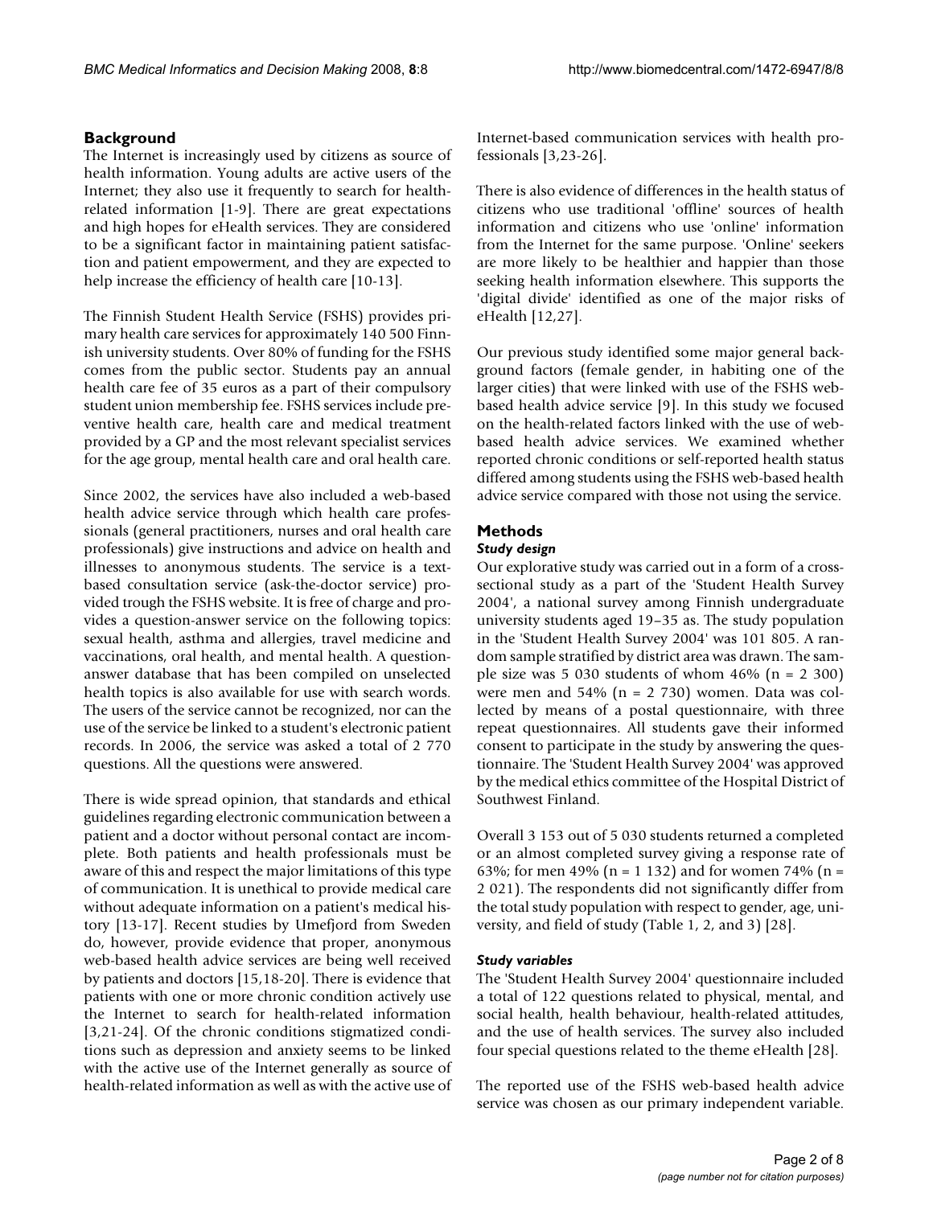## Background

The Internet is increasingly used by citizens as source of health information. Young adults are active users of the Internet; they also use it frequently to search for health-related information [1-9]. There are great expectations and high hopes for eHealth services. They are considered to be a significant factor in maintaining patient satisfaction and patient empowerment, and they are expected to help increase the efficiency of health care [10-13].

The Finnish Student Health Service (FSHS) provides primary health care services for approximately 140 500 Finnish university students. Over 80% of funding for the FSHS comes from the public sector. Students pay an annual health care fee of 35 euros as a part of their compulsory student union membership fee. FSHS services include preventive health care, health care and medical treatment provided by a GP and the most relevant specialist services for the age group, mental health care and oral health care.

Since 2002, the services have also included a web-based health advice service through which health care professionals (general practitioners, nurses and oral health care professionals) give instructions and advice on health and illnesses to anonymous students. The service is a text-based consultation service (ask-the-doctor service) provided trough the FSHS website. It is free of charge and provides a question-answer service on the following topics: sexual health, asthma and allergies, travel medicine and vaccinations, oral health, and mental health. A question-answer database that has been compiled on unselected health topics is also available for use with search words. The users of the service cannot be recognized, nor can the use of the service be linked to a student's electronic patient records. In 2006, the service was asked a total of 2 770 questions. All the questions were answered.

There is wide spread opinion, that standards and ethical guidelines regarding electronic communication between a patient and a doctor without personal contact are incomplete. Both patients and health professionals must be aware of this and respect the major limitations of this type of communication. It is unethical to provide medical care without adequate information on a patient's medical history [13-17]. Recent studies by Umefjord from Sweden do, however, provide evidence that proper, anonymous web-based health advice services are being well received by patients and doctors [15,18-20]. There is evidence that patients with one or more chronic condition actively use the Internet to search for health-related information [3,21-24]. Of the chronic conditions stigmatized conditions such as depression and anxiety seems to be linked with the active use of the Internet generally as source of health-related information as well as with the active use of Internet-based communication services with health professionals [3,23-26].

There is also evidence of differences in the health status of citizens who use traditional 'offline' sources of health information and citizens who use 'online' information from the Internet for the same purpose. 'Online' seekers are more likely to be healthier and happier than those seeking health information elsewhere. This supports the 'digital divide' identified as one of the major risks of eHealth [12,27].

Our previous study identified some major general background factors (female gender, in habiting one of the larger cities) that were linked with use of the FSHS web-based health advice service [9]. In this study we focused on the health-related factors linked with the use of web-based health advice services. We examined whether reported chronic conditions or self-reported health status differed among students using the FSHS web-based health advice service compared with those not using the service.

## Methods

### *Study design*

Our explorative study was carried out in a form of a cross-sectional study as a part of the 'Student Health Survey 2004', a national survey among Finnish undergraduate university students aged 19–35 as. The study population in the 'Student Health Survey 2004' was 101 805. A random sample stratified by district area was drawn. The sample size was 5 030 students of whom 46% (n = 2 300) were men and 54% (n = 2 730) women. Data was collected by means of a postal questionnaire, with three repeat questionnaires. All students gave their informed consent to participate in the study by answering the questionnaire. The 'Student Health Survey 2004' was approved by the medical ethics committee of the Hospital District of Southwest Finland.

Overall 3 153 out of 5 030 students returned a completed or an almost completed survey giving a response rate of 63%; for men 49% (n = 1 132) and for women 74% (n = 2 021). The respondents did not significantly differ from the total study population with respect to gender, age, university, and field of study (Table 1, 2, and 3) [28].

### *Study variables*

The 'Student Health Survey 2004' questionnaire included a total of 122 questions related to physical, mental, and social health, health behaviour, health-related attitudes, and the use of health services. The survey also included four special questions related to the theme eHealth [28].

The reported use of the FSHS web-based health advice service was chosen as our primary independent variable.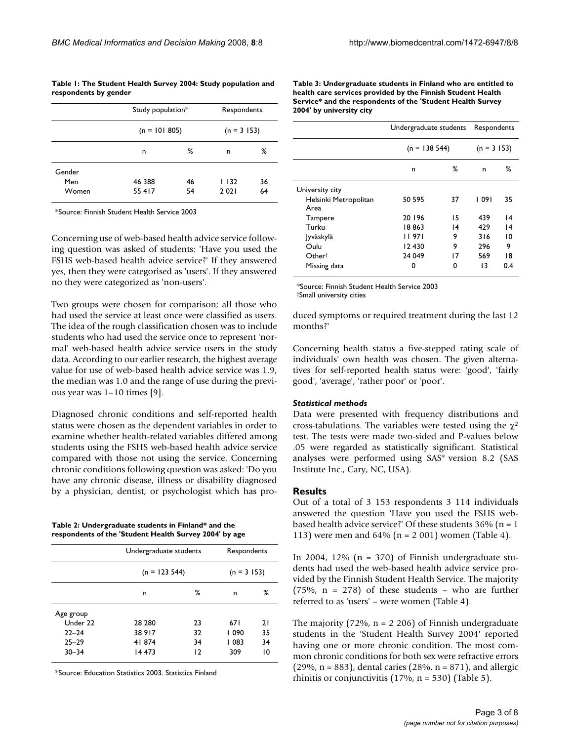**Table 1: The Student Health Survey 2004: Study population and respondents by gender**

| | Study population* | | Respondents | |
|---|---|---|---|---|
| | (n = 101 805) | | (n = 3 153) | |
| | n | % | n | % |
| Gender | | | | |
| Men | 46 388 | 46 | 1 132 | 36 |
| Women | 55 417 | 54 | 2 021 | 64 |

*Source: Finnish Student Health Service 2003

Concerning use of web-based health advice service following question was asked of students: 'Have you used the FSHS web-based health advice service?' If they answered yes, then they were categorised as 'users'. If they answered no they were categorized as 'non-users'.

Two groups were chosen for comparison; all those who had used the service at least once were classified as users. The idea of the rough classification chosen was to include students who had used the service once to represent 'normal' web-based health advice service users in the study data. According to our earlier research, the highest average value for use of web-based health advice service was 1.9, the median was 1.0 and the range of use during the previous year was 1–10 times [9].

Diagnosed chronic conditions and self-reported health status were chosen as the dependent variables in order to examine whether health-related variables differed among students using the FSHS web-based health advice service compared with those not using the service. Concerning chronic conditions following question was asked: 'Do you have any chronic disease, illness or disability diagnosed by a physician, dentist, or psychologist which has produced symptoms or required treatment during the last 12 months?'

**Table 2: Undergraduate students in Finland* and the respondents of the 'Student Health Survey 2004' by age**

| | Undergraduate students | | Respondents | |
|---|---|---|---|---|
| | (n = 123 544) | | (n = 3 153) | |
| | n | % | n | % |
| Age group | | | | |
| Under 22 | 28 280 | 23 | 671 | 21 |
| 22–24 | 38 917 | 32 | 1 090 | 35 |
| 25–29 | 41 874 | 34 | 1 083 | 34 |
| 30–34 | 14 473 | 12 | 309 | 10 |

*Source: Education Statistics 2003. Statistics Finland

**Table 3: Undergraduate students in Finland who are entitled to health care services provided by the Finnish Student Health Service* and the respondents of the 'Student Health Survey 2004' by university city**

| | Undergraduate students | | Respondents | |
|---|---|---|---|---|
| | (n = 138 544) | | (n = 3 153) | |
| | n | % | n | % |
| University city | | | | |
| Helsinki Metropolitan Area | 50 595 | 37 | 1 091 | 35 |
| Tampere | 20 196 | 15 | 439 | 14 |
| Turku | 18 863 | 14 | 429 | 14 |
| Jyväskylä | 11 971 | 9 | 316 | 10 |
| Oulu | 12 430 | 9 | 296 | 9 |
| Other† | 24 049 | 17 | 569 | 18 |
| Missing data | 0 | 0 | 13 | 0.4 |

*Source: Finnish Student Health Service 2003
†Small university cities

Concerning health status a five-stepped rating scale of individuals' own health was chosen. The given alternatives for self-reported health status were: 'good', 'fairly good', 'average', 'rather poor' or 'poor'.

### *Statistical methods*

Data were presented with frequency distributions and cross-tabulations. The variables were tested using the $\chi^2$ test. The tests were made two-sided and P-values below .05 were regarded as statistically significant. Statistical analyses were performed using SAS® version 8.2 (SAS Institute Inc., Cary, NC, USA).

## Results

Out of a total of 3 153 respondents 3 114 individuals answered the question 'Have you used the FSHS web-based health advice service?' Of these students 36% (n = 1 113) were men and 64% (n = 2 001) women (Table 4).

In 2004, 12% (n = 370) of Finnish undergraduate students had used the web-based health advice service provided by the Finnish Student Health Service. The majority (75%, n = 278) of these students – who are further referred to as 'users' – were women (Table 4).

The majority (72%, n = 2 206) of Finnish undergraduate students in the 'Student Health Survey 2004' reported having one or more chronic condition. The most common chronic conditions for both sex were refractive errors (29%, n = 883), dental caries (28%, n = 871), and allergic rhinitis or conjunctivitis (17%, n = 530) (Table 5).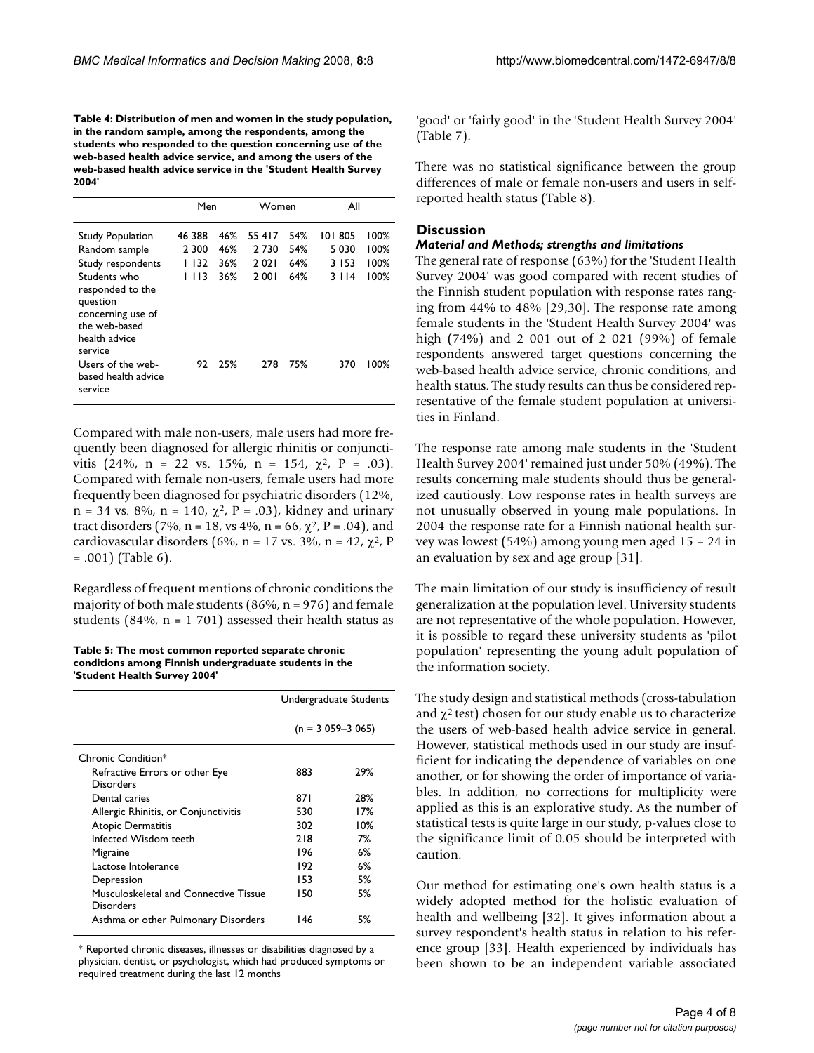**Table 4: Distribution of men and women in the study population, in the random sample, among the respondents, among the students who responded to the question concerning use of the web-based health advice service, and among the users of the web-based health advice service in the 'Student Health Survey 2004'**

| | Men | | Women | | All | |
|---|---|---|---|---|---|---|
| Study Population | 46 388 | 46% | 55 417 | 54% | 101 805 | 100% |
| Random sample | 2 300 | 46% | 2 730 | 54% | 5 030 | 100% |
| Study respondents | 1 132 | 36% | 2 021 | 64% | 3 153 | 100% |
| Students who responded to the question concerning use of the web-based health advice service | 1 113 | 36% | 2 001 | 64% | 3 114 | 100% |
| Users of the web-based health advice service | 92 | 25% | 278 | 75% | 370 | 100% |

Compared with male non-users, male users had more frequently been diagnosed for allergic rhinitis or conjunctivitis (24%, n = 22 vs. 15%, n = 154, $\chi^2$, P = .03). Compared with female non-users, female users had more frequently been diagnosed for psychiatric disorders (12%, n = 34 vs. 8%, n = 140, $\chi^2$, P = .03), kidney and urinary tract disorders (7%, n = 18, vs 4%, n = 66, $\chi^2$, P = .04), and cardiovascular disorders (6%, n = 17 vs. 3%, n = 42, $\chi^2$, P = .001) (Table 6).

Regardless of frequent mentions of chronic conditions the majority of both male students (86%, n = 976) and female students (84%, n = 1 701) assessed their health status as 'good' or 'fairly good' in the 'Student Health Survey 2004' (Table 7).

**Table 5: The most common reported separate chronic conditions among Finnish undergraduate students in the 'Student Health Survey 2004'**

| | Undergraduate Students | |
|---|---|---|
| | (n = 3 059–3 065) | |
| Chronic Condition* | | |
| Refractive Errors or other Eye Disorders | 883 | 29% |
| Dental caries | 871 | 28% |
| Allergic Rhinitis, or Conjunctivitis | 530 | 17% |
| Atopic Dermatitis | 302 | 10% |
| Infected Wisdom teeth | 218 | 7% |
| Migraine | 196 | 6% |
| Lactose Intolerance | 192 | 6% |
| Depression | 153 | 5% |
| Musculoskeletal and Connective Tissue Disorders | 150 | 5% |
| Asthma or other Pulmonary Disorders | 146 | 5% |

\* Reported chronic diseases, illnesses or disabilities diagnosed by a physician, dentist, or psychologist, which had produced symptoms or required treatment during the last 12 months

There was no statistical significance between the group differences of male or female non-users and users in self-reported health status (Table 8).

## Discussion

### *Material and Methods; strengths and limitations*

The general rate of response (63%) for the 'Student Health Survey 2004' was good compared with recent studies of the Finnish student population with response rates ranging from 44% to 48% [29,30]. The response rate among female students in the 'Student Health Survey 2004' was high (74%) and 2 001 out of 2 021 (99%) of female respondents answered target questions concerning the web-based health advice service, chronic conditions, and health status. The study results can thus be considered representative of the female student population at universities in Finland.

The response rate among male students in the 'Student Health Survey 2004' remained just under 50% (49%). The results concerning male students should thus be generalized cautiously. Low response rates in health surveys are not unusually observed in young male populations. In 2004 the response rate for a Finnish national health survey was lowest (54%) among young men aged 15 – 24 in an evaluation by sex and age group [31].

The main limitation of our study is insufficiency of result generalization at the population level. University students are not representative of the whole population. However, it is possible to regard these university students as 'pilot population' representing the young adult population of the information society.

The study design and statistical methods (cross-tabulation and $\chi^2$ test) chosen for our study enable us to characterize the users of web-based health advice service in general. However, statistical methods used in our study are insufficient for indicating the dependence of variables on one another, or for showing the order of importance of variables. In addition, no corrections for multiplicity were applied as this is an explorative study. As the number of statistical tests is quite large in our study, p-values close to the significance limit of 0.05 should be interpreted with caution.

Our method for estimating one's own health status is a widely adopted method for the holistic evaluation of health and wellbeing [32]. It gives information about a survey respondent's health status in relation to his reference group [33]. Health experienced by individuals has been shown to be an independent variable associated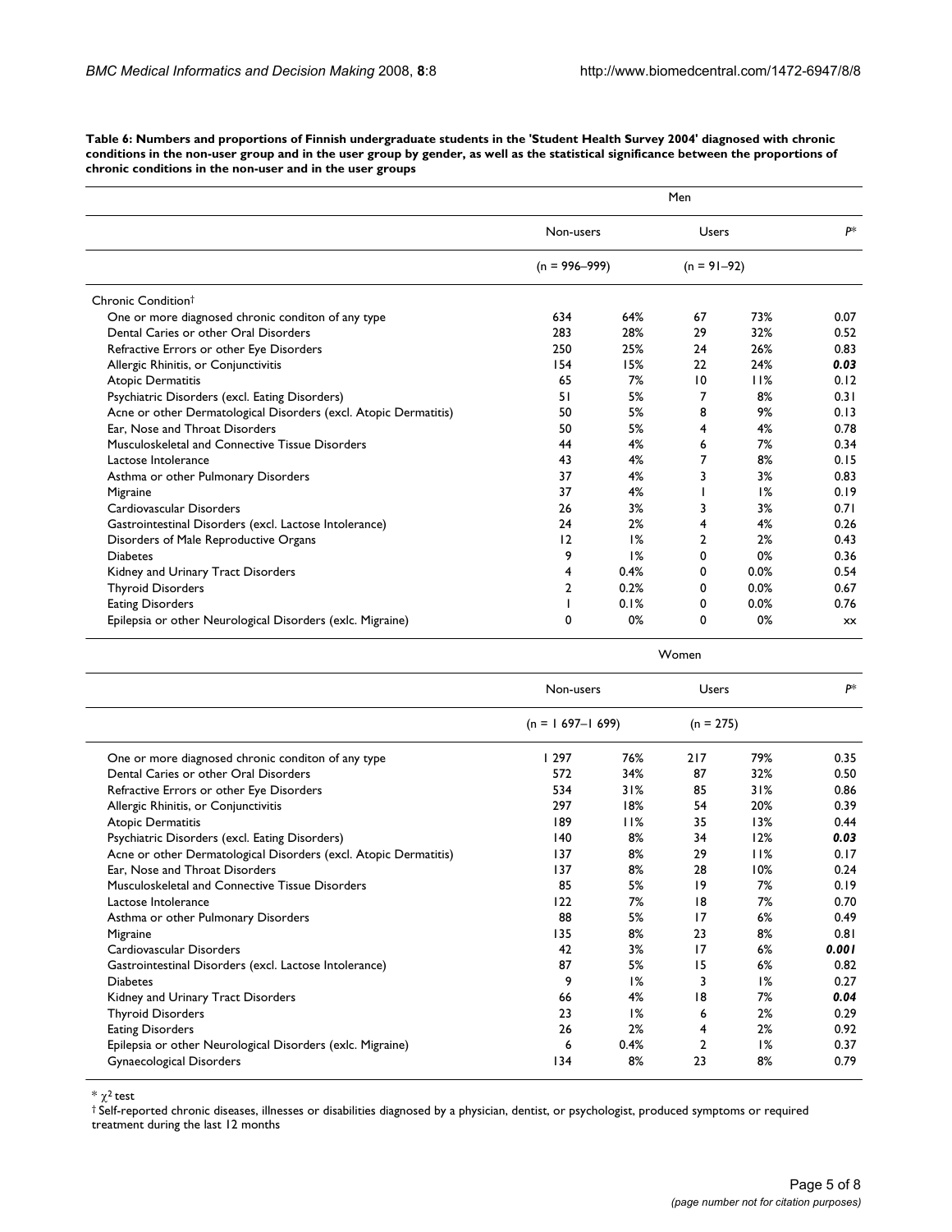**Table 6: Numbers and proportions of Finnish undergraduate students in the 'Student Health Survey 2004' diagnosed with chronic conditions in the non-user group and in the user group by gender, as well as the statistical significance between the proportions of chronic conditions in the non-user and in the user groups**

| | Men | | | | |
|---|---|---|---|---|---|
| | Non-users | | Users | | P* |
| | (n = 996–999) | | (n = 91–92) | | |
| Chronic Condition† | | | | | |
| One or more diagnosed chronic conditon of any type | 634 | 64% | 67 | 73% | 0.07 |
| Dental Caries or other Oral Disorders | 283 | 28% | 29 | 32% | 0.52 |
| Refractive Errors or other Eye Disorders | 250 | 25% | 24 | 26% | 0.83 |
| Allergic Rhinitis, or Conjunctivitis | 154 | 15% | 22 | 24% | ***0.03*** |
| Atopic Dermatitis | 65 | 7% | 10 | 11% | 0.12 |
| Psychiatric Disorders (excl. Eating Disorders) | 51 | 5% | 7 | 8% | 0.31 |
| Acne or other Dermatological Disorders (excl. Atopic Dermatitis) | 50 | 5% | 8 | 9% | 0.13 |
| Ear, Nose and Throat Disorders | 50 | 5% | 4 | 4% | 0.78 |
| Musculoskeletal and Connective Tissue Disorders | 44 | 4% | 6 | 7% | 0.34 |
| Lactose Intolerance | 43 | 4% | 7 | 8% | 0.15 |
| Asthma or other Pulmonary Disorders | 37 | 4% | 3 | 3% | 0.83 |
| Migraine | 37 | 4% | 1 | 1% | 0.19 |
| Cardiovascular Disorders | 26 | 3% | 3 | 3% | 0.71 |
| Gastrointestinal Disorders (excl. Lactose Intolerance) | 24 | 2% | 4 | 4% | 0.26 |
| Disorders of Male Reproductive Organs | 12 | 1% | 2 | 2% | 0.43 |
| Diabetes | 9 | 1% | 0 | 0% | 0.36 |
| Kidney and Urinary Tract Disorders | 4 | 0.4% | 0 | 0.0% | 0.54 |
| Thyroid Disorders | 2 | 0.2% | 0 | 0.0% | 0.67 |
| Eating Disorders | 1 | 0.1% | 0 | 0.0% | 0.76 |
| Epilepsia or other Neurological Disorders (exlc. Migraine) | 0 | 0% | 0 | 0% | xx |

| | Women | | | | |
|---|---|---|---|---|---|
| | Non-users | | Users | | P* |
| | (n = 1 697–1 699) | | (n = 275) | | |
| One or more diagnosed chronic conditon of any type | 1 297 | 76% | 217 | 79% | 0.35 |
| Dental Caries or other Oral Disorders | 572 | 34% | 87 | 32% | 0.50 |
| Refractive Errors or other Eye Disorders | 534 | 31% | 85 | 31% | 0.86 |
| Allergic Rhinitis, or Conjunctivitis | 297 | 18% | 54 | 20% | 0.39 |
| Atopic Dermatitis | 189 | 11% | 35 | 13% | 0.44 |
| Psychiatric Disorders (excl. Eating Disorders) | 140 | 8% | 34 | 12% | ***0.03*** |
| Acne or other Dermatological Disorders (excl. Atopic Dermatitis) | 137 | 8% | 29 | 11% | 0.17 |
| Ear, Nose and Throat Disorders | 137 | 8% | 28 | 10% | 0.24 |
| Musculoskeletal and Connective Tissue Disorders | 85 | 5% | 19 | 7% | 0.19 |
| Lactose Intolerance | 122 | 7% | 18 | 7% | 0.70 |
| Asthma or other Pulmonary Disorders | 88 | 5% | 17 | 6% | 0.49 |
| Migraine | 135 | 8% | 23 | 8% | 0.81 |
| Cardiovascular Disorders | 42 | 3% | 17 | 6% | ***0.001*** |
| Gastrointestinal Disorders (excl. Lactose Intolerance) | 87 | 5% | 15 | 6% | 0.82 |
| Diabetes | 9 | 1% | 3 | 1% | 0.27 |
| Kidney and Urinary Tract Disorders | 66 | 4% | 18 | 7% | ***0.04*** |
| Thyroid Disorders | 23 | 1% | 6 | 2% | 0.29 |
| Eating Disorders | 26 | 2% | 4 | 2% | 0.92 |
| Epilepsia or other Neurological Disorders (exlc. Migraine) | 6 | 0.4% | 2 | 1% | 0.37 |
| Gynaecological Disorders | 134 | 8% | 23 | 8% | 0.79 |

* $\chi^2$ test

† Self-reported chronic diseases, illnesses or disabilities diagnosed by a physician, dentist, or psychologist, produced symptoms or required treatment during the last 12 months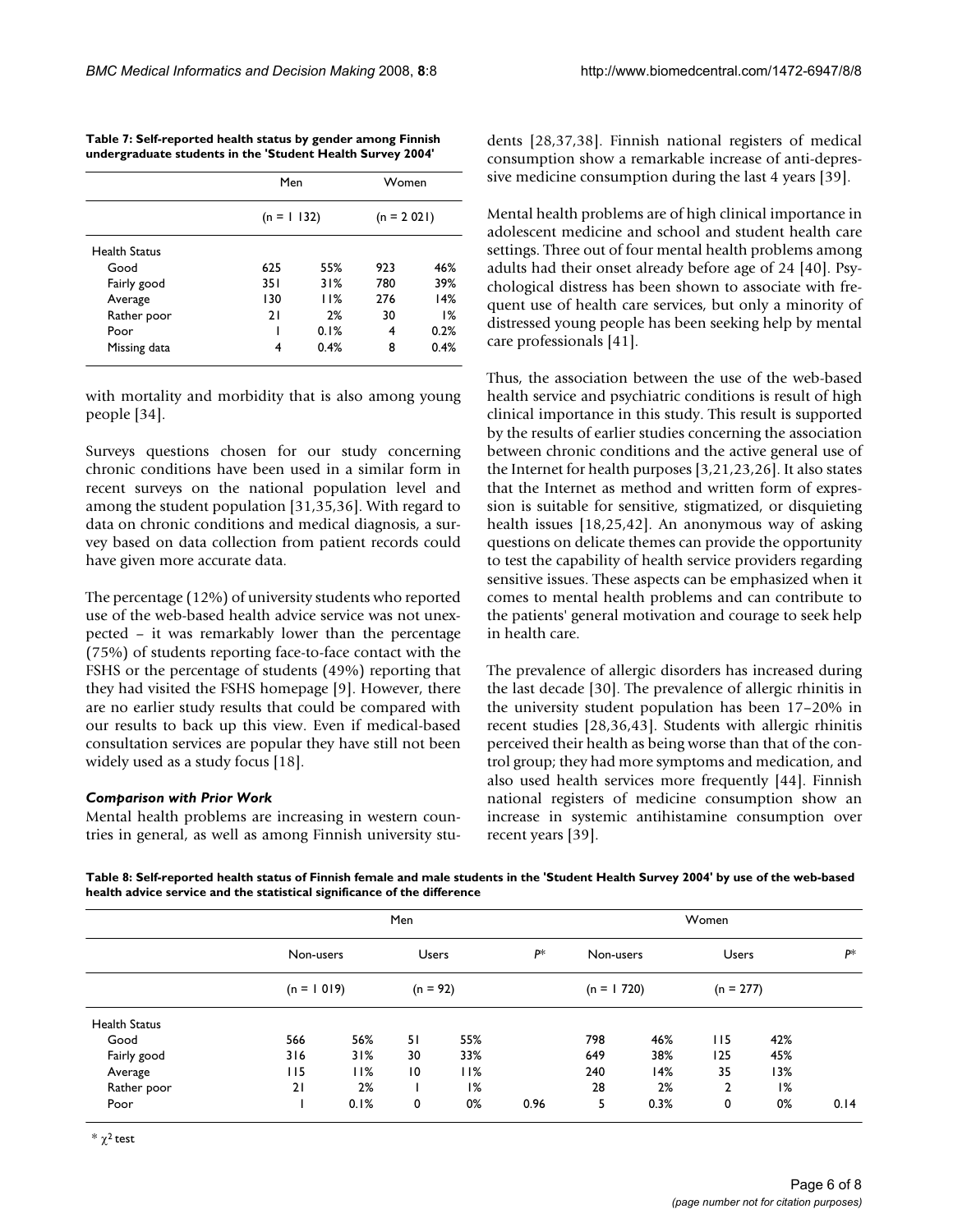**Table 7: Self-reported health status by gender among Finnish undergraduate students in the 'Student Health Survey 2004'**

| | Men | | Women | |
|---|---|---|---|---|
| | (n = 1 132) | | (n = 2 021) | |
| Health Status | | | | |
| Good | 625 | 55% | 923 | 46% |
| Fairly good | 351 | 31% | 780 | 39% |
| Average | 130 | 11% | 276 | 14% |
| Rather poor | 21 | 2% | 30 | 1% |
| Poor | 1 | 0.1% | 4 | 0.2% |
| Missing data | 4 | 0.4% | 8 | 0.4% |

with mortality and morbidity that is also among young people [34].

Surveys questions chosen for our study concerning chronic conditions have been used in a similar form in recent surveys on the national population level and among the student population [31,35,36]. With regard to data on chronic conditions and medical diagnosis, a survey based on data collection from patient records could have given more accurate data.

The percentage (12%) of university students who reported use of the web-based health advice service was not unexpected – it was remarkably lower than the percentage (75%) of students reporting face-to-face contact with the FSHS or the percentage of students (49%) reporting that they had visited the FSHS homepage [9]. However, there are no earlier study results that could be compared with our results to back up this view. Even if medical-based consultation services are popular they have still not been widely used as a study focus [18].

### *Comparison with Prior Work*

Mental health problems are increasing in western countries in general, as well as among Finnish university students [28,37,38]. Finnish national registers of medical consumption show a remarkable increase of anti-depressive medicine consumption during the last 4 years [39].

Mental health problems are of high clinical importance in adolescent medicine and school and student health care settings. Three out of four mental health problems among adults had their onset already before age of 24 [40]. Psychological distress has been shown to associate with frequent use of health care services, but only a minority of distressed young people has been seeking help by mental care professionals [41].

Thus, the association between the use of the web-based health service and psychiatric conditions is result of high clinical importance in this study. This result is supported by the results of earlier studies concerning the association between chronic conditions and the active general use of the Internet for health purposes [3,21,23,26]. It also states that the Internet as method and written form of expression is suitable for sensitive, stigmatized, or disquieting health issues [18,25,42]. An anonymous way of asking questions on delicate themes can provide the opportunity to test the capability of health service providers regarding sensitive issues. These aspects can be emphasized when it comes to mental health problems and can contribute to the patients' general motivation and courage to seek help in health care.

The prevalence of allergic disorders has increased during the last decade [30]. The prevalence of allergic rhinitis in the university student population has been 17–20% in recent studies [28,36,43]. Students with allergic rhinitis perceived their health as being worse than that of the control group; they had more symptoms and medication, and also used health services more frequently [44]. Finnish national registers of medicine consumption show an increase in systemic antihistamine consumption over recent years [39].

**Table 8: Self-reported health status of Finnish female and male students in the 'Student Health Survey 2004' by use of the web-based health advice service and the statistical significance of the difference**

| | Men | | | | | Women | | | | |
|---|---|---|---|---|---|---|---|---|---|---|
| | Non-users | | Users | | P* | Non-users | | Users | | P* |
| | (n = 1 019) | | (n = 92) | | | (n = 1 720) | | (n = 277) | | |
| Health Status | | | | | | | | | | |
| Good | 566 | 56% | 51 | 55% | | 798 | 46% | 115 | 42% | |
| Fairly good | 316 | 31% | 30 | 33% | | 649 | 38% | 125 | 45% | |
| Average | 115 | 11% | 10 | 11% | | 240 | 14% | 35 | 13% | |
| Rather poor | 21 | 2% | 1 | 1% | | 28 | 2% | 2 | 1% | |
| Poor | 1 | 0.1% | 0 | 0% | 0.96 | 5 | 0.3% | 0 | 0% | 0.14 |

\* $\chi^2$ test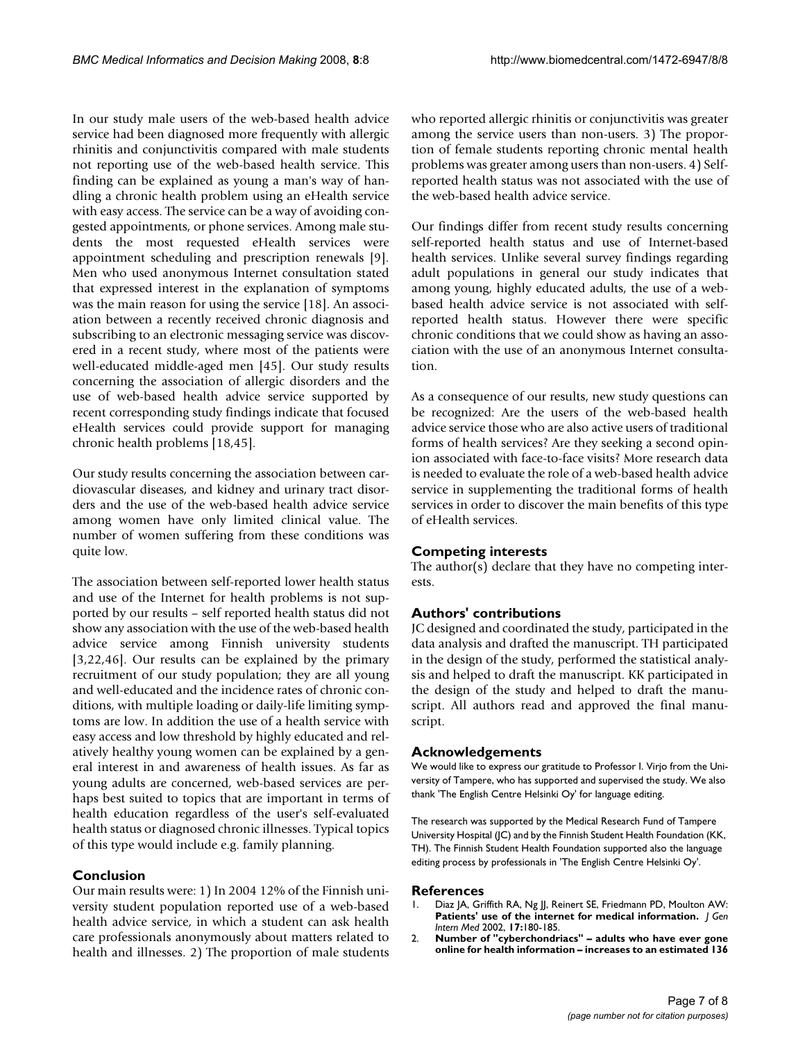In our study male users of the web-based health advice service had been diagnosed more frequently with allergic rhinitis and conjunctivitis compared with male students not reporting use of the web-based health service. This finding can be explained as young a man's way of handling a chronic health problem using an eHealth service with easy access. The service can be a way of avoiding congested appointments, or phone services. Among male students the most requested eHealth services were appointment scheduling and prescription renewals [9]. Men who used anonymous Internet consultation stated that expressed interest in the explanation of symptoms was the main reason for using the service [18]. An association between a recently received chronic diagnosis and subscribing to an electronic messaging service was discovered in a recent study, where most of the patients were well-educated middle-aged men [45]. Our study results concerning the association of allergic disorders and the use of web-based health advice service supported by recent corresponding study findings indicate that focused eHealth services could provide support for managing chronic health problems [18,45].

Our study results concerning the association between cardiovascular diseases, and kidney and urinary tract disorders and the use of the web-based health advice service among women have only limited clinical value. The number of women suffering from these conditions was quite low.

The association between self-reported lower health status and use of the Internet for health problems is not supported by our results – self reported health status did not show any association with the use of the web-based health advice service among Finnish university students [3,22,46]. Our results can be explained by the primary recruitment of our study population; they are all young and well-educated and the incidence rates of chronic conditions, with multiple loading or daily-life limiting symptoms are low. In addition the use of a health service with easy access and low threshold by highly educated and relatively healthy young women can be explained by a general interest in and awareness of health issues. As far as young adults are concerned, web-based services are perhaps best suited to topics that are important in terms of health education regardless of the user's self-evaluated health status or diagnosed chronic illnesses. Typical topics of this type would include e.g. family planning.

## Conclusion

Our main results were: 1) In 2004 12% of the Finnish university student population reported use of a web-based health advice service, in which a student can ask health care professionals anonymously about matters related to health and illnesses. 2) The proportion of male students who reported allergic rhinitis or conjunctivitis was greater among the service users than non-users. 3) The proportion of female students reporting chronic mental health problems was greater among users than non-users. 4) Self-reported health status was not associated with the use of the web-based health advice service.

Our findings differ from recent study results concerning self-reported health status and use of Internet-based health services. Unlike several survey findings regarding adult populations in general our study indicates that among young, highly educated adults, the use of a web-based health advice service is not associated with self-reported health status. However there were specific chronic conditions that we could show as having an association with the use of an anonymous Internet consultation.

As a consequence of our results, new study questions can be recognized: Are the users of the web-based health advice service those who are also active users of traditional forms of health services? Are they seeking a second opinion associated with face-to-face visits? More research data is needed to evaluate the role of a web-based health advice service in supplementing the traditional forms of health services in order to discover the main benefits of this type of eHealth services.

## Competing interests

The author(s) declare that they have no competing interests.

## Authors' contributions

JC designed and coordinated the study, participated in the data analysis and drafted the manuscript. TH participated in the design of the study, performed the statistical analysis and helped to draft the manuscript. KK participated in the design of the study and helped to draft the manuscript. All authors read and approved the final manuscript.

## Acknowledgements

We would like to express our gratitude to Professor I. Virjo from the University of Tampere, who has supported and supervised the study. We also thank 'The English Centre Helsinki Oy' for language editing.

The research was supported by the Medical Research Fund of Tampere University Hospital (JC) and by the Finnish Student Health Foundation (KK, TH). The Finnish Student Health Foundation supported also the language editing process by professionals in 'The English Centre Helsinki Oy'.

## References

1. Diaz JA, Griffith RA, Ng JJ, Reinert SE, Friedmann PD, Moulton AW: **Patients' use of the internet for medical information.** *J Gen Intern Med* 2002, **17:**180-185.
2. **Number of "cyberchondriacs" – adults who have ever gone online for health information – increases to an estimated 136**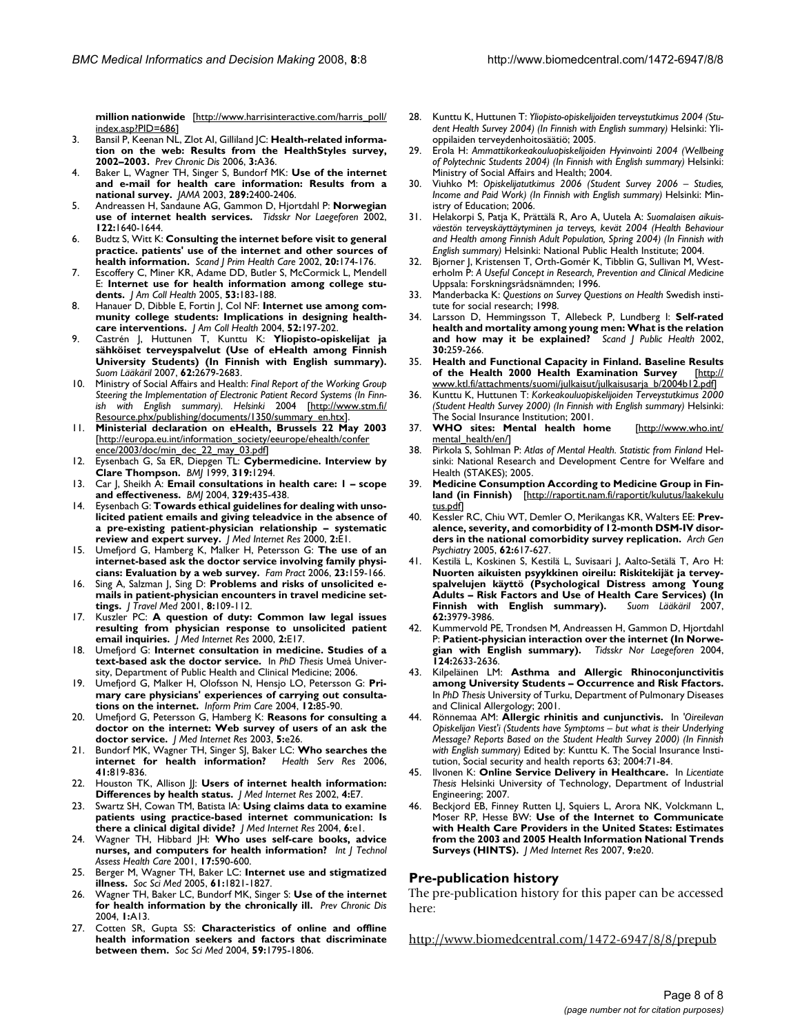**million nationwide** [http://www.harrisinteractive.com/harris_poll/index.asp?PID=686]

3. Bansil P, Keenan NL, Zlot AI, Gilliland JC: **Health-related information on the web: Results from the HealthStyles survey, 2002–2003.** *Prev Chronic Dis* 2006, **3:**A36.
4. Baker L, Wagner TH, Singer S, Bundorf MK: **Use of the internet and e-mail for health care information: Results from a national survey.** *JAMA* 2003, **289:**2400-2406.
5. Andreassen H, Sandaune AG, Gammon D, Hjortdahl P: **Norwegian use of internet health services.** *Tidsskr Nor Laegeforen* 2002, **122:**1640-1644.
6. Budtz S, Witt K: **Consulting the internet before visit to general practice. patients' use of the internet and other sources of health information.** *Scand J Prim Health Care* 2002, **20:**174-176.
7. Escoffery C, Miner KR, Adame DD, Butler S, McCormick L, Mendell E: **Internet use for health information among college students.** *J Am Coll Health* 2005, **53:**183-188.
8. Hanauer D, Dibble E, Fortin J, Col NF: **Internet use among community college students: Implications in designing healthcare interventions.** *J Am Coll Health* 2004, **52:**197-202.
9. Castrén J, Huttunen T, Kunttu K: **Yliopisto-opiskelijat ja sähköiset terveyspalvelut (Use of eHealth among Finnish University Students) (In Finnish with English summary).** *Suom Lääkäril* 2007, **62:**2679-2683.
10. Ministry of Social Affairs and Health: *Final Report of the Working Group Steering the Implementation of Electronic Patient Record Systems (In Finnish with English summary). Helsinki* 2004 [http://www.stm.fi/Resource.phx/publishing/documents/1350/summary_en.htx].
11. **Ministerial declaration on eHealth, Brussels 22 May 2003** [http://europa.eu.int/information_society/eeurope/ehealth/conference/2003/doc/min_dec_22_may_03.pdf]
12. Eysenbach G, Sa ER, Diepgen TL: **Cybermedicine. Interview by Clare Thompson.** *BMJ* 1999, **319:**1294.
13. Car J, Sheikh A: **Email consultations in health care: 1 – scope and effectiveness.** *BMJ* 2004, **329:**435-438.
14. Eysenbach G: **Towards ethical guidelines for dealing with unsolicited patient emails and giving teleadvice in the absence of a pre-existing patient-physician relationship – systematic review and expert survey.** *J Med Internet Res* 2000, **2:**E1.
15. Umefjord G, Hamberg K, Malker H, Petersson G: **The use of an internet-based ask the doctor service involving family physicians: Evaluation by a web survey.** *Fam Pract* 2006, **23:**159-166.
16. Sing A, Salzman J, Sing D: **Problems and risks of unsolicited e-mails in patient-physician encounters in travel medicine settings.** *J Travel Med* 2001, **8:**109-112.
17. Kuszler PC: **A question of duty: Common law legal issues resulting from physician response to unsolicited patient email inquiries.** *J Med Internet Res* 2000, **2:**E17.
18. Umefjord G: **Internet consultation in medicine. Studies of a text-based ask the doctor service.** In *PhD Thesis* Umeå University, Department of Public Health and Clinical Medicine; 2006.
19. Umefjord G, Malker H, Olofsson N, Hensjo LO, Petersson G: **Primary care physicians' experiences of carrying out consultations on the internet.** *Inform Prim Care* 2004, **12:**85-90.
20. Umefjord G, Petersson G, Hamberg K: **Reasons for consulting a doctor on the internet: Web survey of users of an ask the doctor service.** *J Med Internet Res* 2003, **5:**e26.
21. Bundorf MK, Wagner TH, Singer SJ, Baker LC: **Who searches the internet for health information?** *Health Serv Res* 2006, **41:**819-836.
22. Houston TK, Allison JJ: **Users of internet health information: Differences by health status.** *J Med Internet Res* 2002, **4:**E7.
23. Swartz SH, Cowan TM, Batista IA: **Using claims data to examine patients using practice-based internet communication: Is there a clinical digital divide?** *J Med Internet Res* 2004, **6:**e1.
24. Wagner TH, Hibbard JH: **Who uses self-care books, advice nurses, and computers for health information?** *Int J Technol Assess Health Care* 2001, **17:**590-600.
25. Berger M, Wagner TH, Baker LC: **Internet use and stigmatized illness.** *Soc Sci Med* 2005, **61:**1821-1827.
26. Wagner TH, Baker LC, Bundorf MK, Singer S: **Use of the internet for health information by the chronically ill.** *Prev Chronic Dis* 2004, **1:**A13.
27. Cotten SR, Gupta SS: **Characteristics of online and offline health information seekers and factors that discriminate between them.** *Soc Sci Med* 2004, **59:**1795-1806.
28. Kunttu K, Huttunen T: *Yliopisto-opiskelijoiden terveystutkimus 2004 (Student Health Survey 2004) (In Finnish with English summary)* Helsinki: Ylioppilaiden terveydenhoitosäätiö; 2005.
29. Erola H: *Ammattikorkeakouluopiskelijoiden Hyvinvointi 2004 (Wellbeing of Polytechnic Students 2004) (In Finnish with English summary)* Helsinki: Ministry of Social Affairs and Health; 2004.
30. Viuhko M: *Opiskelijatutkimus 2006 (Student Survey 2006 – Studies, Income and Paid Work) (In Finnish with English summary)* Helsinki: Ministry of Education; 2006.
31. Helakorpi S, Patja K, Prättälä R, Aro A, Uutela A: *Suomalaisen aikuisväestön terveyskäyttäytyminen ja terveys, kevät 2004 (Health Behaviour and Health among Finnish Adult Population, Spring 2004) (In Finnish with English summary)* Helsinki: National Public Health Institute; 2004.
32. Bjorner J, Kristensen T, Orth-Gomér K, Tibblin G, Sullivan M, Westerholm P: *A Useful Concept in Research, Prevention and Clinical Medicine* Uppsala: Forskningsrådsnämnden; 1996.
33. Manderbacka K: *Questions on Survey Questions on Health* Swedish institute for social research; 1998.
34. Larsson D, Hemmingsson T, Allebeck P, Lundberg I: **Self-rated health and mortality among young men: What is the relation and how may it be explained?** *Scand J Public Health* 2002, **30:**259-266.
35. **Health and Functional Capacity in Finland. Baseline Results of the Health 2000 Health Examination Survey** [http://www.ktl.fi/attachments/suomi/julkaisut/julkaisusarja_b/2004b12.pdf]
36. Kunttu K, Huttunen T: *Korkeakouluopiskelijoiden Terveystutkimus 2000 (Student Health Survey 2000) (In Finnish with English summary)* Helsinki: The Social Insurance Institution; 2001.
37. **WHO sites: Mental health home** [http://www.who.int/mental_health/en/]
38. Pirkola S, Sohlman P: *Atlas of Mental Health. Statistic from Finland* Helsinki: National Research and Development Centre for Welfare and Health (STAKES); 2005.
39. **Medicine Consumption According to Medicine Group in Finland (in Finnish)** [http://raportit.nam.fi/raportit/kulutus/laakekulutus.pdf]
40. Kessler RC, Chiu WT, Demler O, Merikangas KR, Walters EE: **Prevalence, severity, and comorbidity of 12-month DSM-IV disorders in the national comorbidity survey replication.** *Arch Gen Psychiatry* 2005, **62:**617-627.
41. Kestilä L, Koskinen S, Kestilä L, Suvisaari J, Aalto-Setälä T, Aro H: **Nuorten aikuisten psyykkinen oireilu: Riskitekijät ja terveyspalvelujen käyttö (Psychological Distress among Young Adults – Risk Factors and Use of Health Care Services) (In Finnish with English summary).** *Suom Lääkäril* 2007, **62:**3979-3986.
42. Kummervold PE, Trondsen M, Andreassen H, Gammon D, Hjortdahl P: **Patient-physician interaction over the internet (In Norwegian with English summary).** *Tidsskr Nor Laegeforen* 2004, **124:**2633-2636.
43. Kilpeläinen LM: **Asthma and Allergic Rhinoconjunctivitis among University Students – Occurrence and Risk Ffactors.** In *PhD Thesis* University of Turku, Department of Pulmonary Diseases and Clinical Allergology; 2001.
44. Rönnemaa AM: **Allergic rhinitis and cunjunctivis.** In *'Oireilevan Opiskelijan Viest'i (Students have Symptoms – but what is their Underlying Message? Reports Based on the Student Health Survey 2000) (In Finnish with English summary)* Edited by: Kunttu K. The Social Insurance Institution, Social security and health reports 63; 2004:71-84.
45. Ilvonen K: **Online Service Delivery in Healthcare.** In *Licentiate Thesis* Helsinki University of Technology, Department of Industrial Engineering; 2007.
46. Beckjord EB, Finney Rutten LJ, Squiers L, Arora NK, Volckmann L, Moser RP, Hesse BW: **Use of the Internet to Communicate with Health Care Providers in the United States: Estimates from the 2003 and 2005 Health Information National Trends Surveys (HINTS).** *J Med Internet Res* 2007, **9:**e20.

## Pre-publication history

The pre-publication history for this paper can be accessed here:

http://www.biomedcentral.com/1472-6947/8/8/prepub